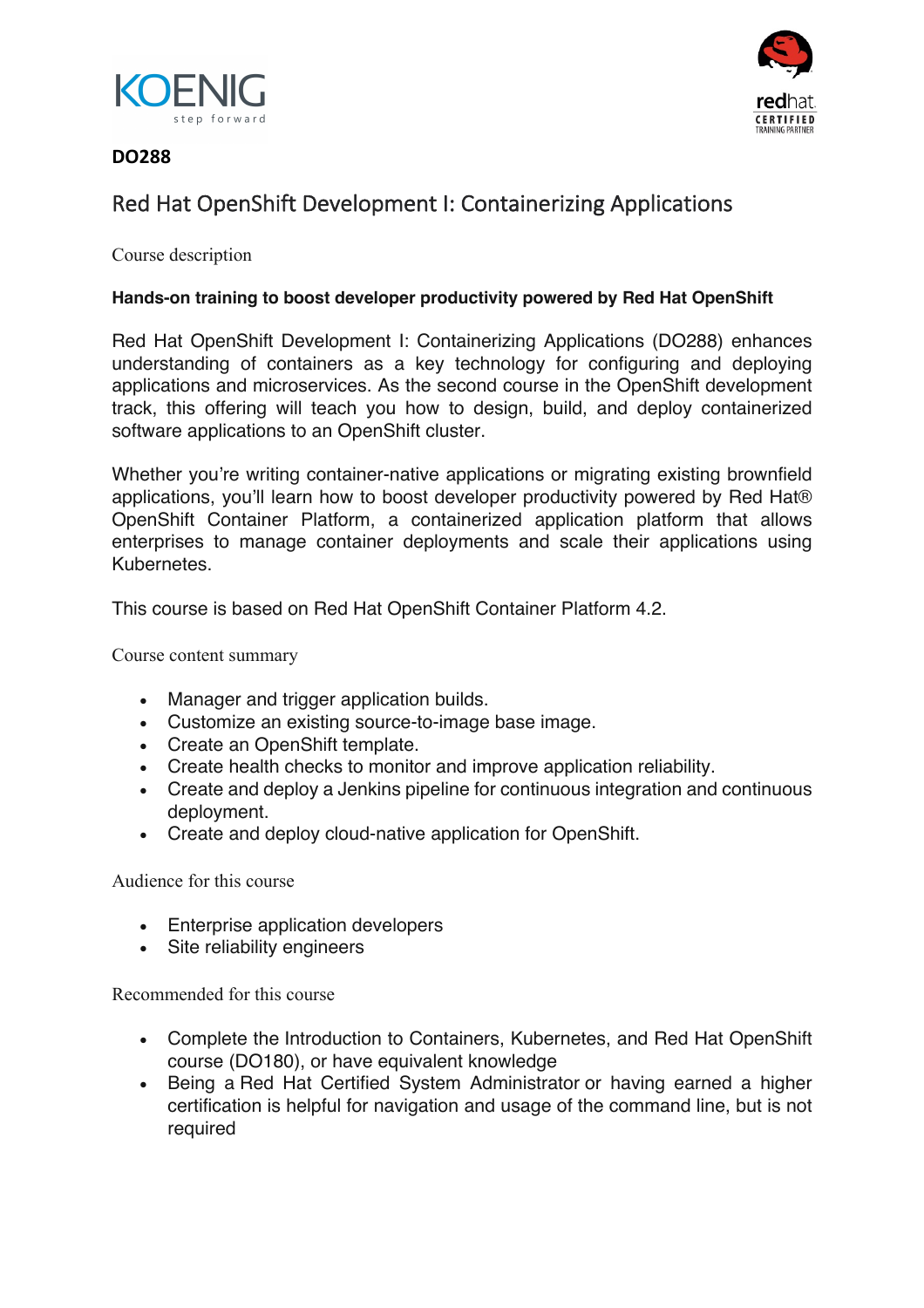**DO288**

# Red Hat OpenShift Development I: Containerizing Applications

## Course description

**Hands-on training to boost developer productivity powered by Red Hat OpenShift**

Red Hat OpenShift Development I: Containerizing Applications (DO288) enhances understanding of containers as a key technology for configuring and deploying applications and microservices. As the second course in the OpenShift development track, this offering will teach you how to design, build, and deploy containerized software applications to an OpenShift cluster.

Whether you're writing container-native applications or migrating existing brownfield applications, you'll learn how to boost developer productivity powered by Red Hat® OpenShift Container Platform, a containerized application platform that allows enterprises to manage container deployments and scale their applications using Kubernetes.

This course is based on Red Hat OpenShift Container Platform 4.2.

## Course content summary

- Manager and trigger application builds.
- Customize an existing source-to-image base image.
- Create an OpenShift template.
- Create health checks to monitor and improve application reliability.
- Create and deploy a Jenkins pipeline for continuous integration and continuous deployment.
- Create and deploy cloud-native application for OpenShift.

## Audience for this course

- Enterprise application developers
- Site reliability engineers

## Recommended for this course

- Complete the Introduction to Containers, Kubernetes, and Red Hat OpenShift course (DO180), or have equivalent knowledge
- Being a Red Hat Certified System Administrator or having earned a higher certification is helpful for navigation and usage of the command line, but is not required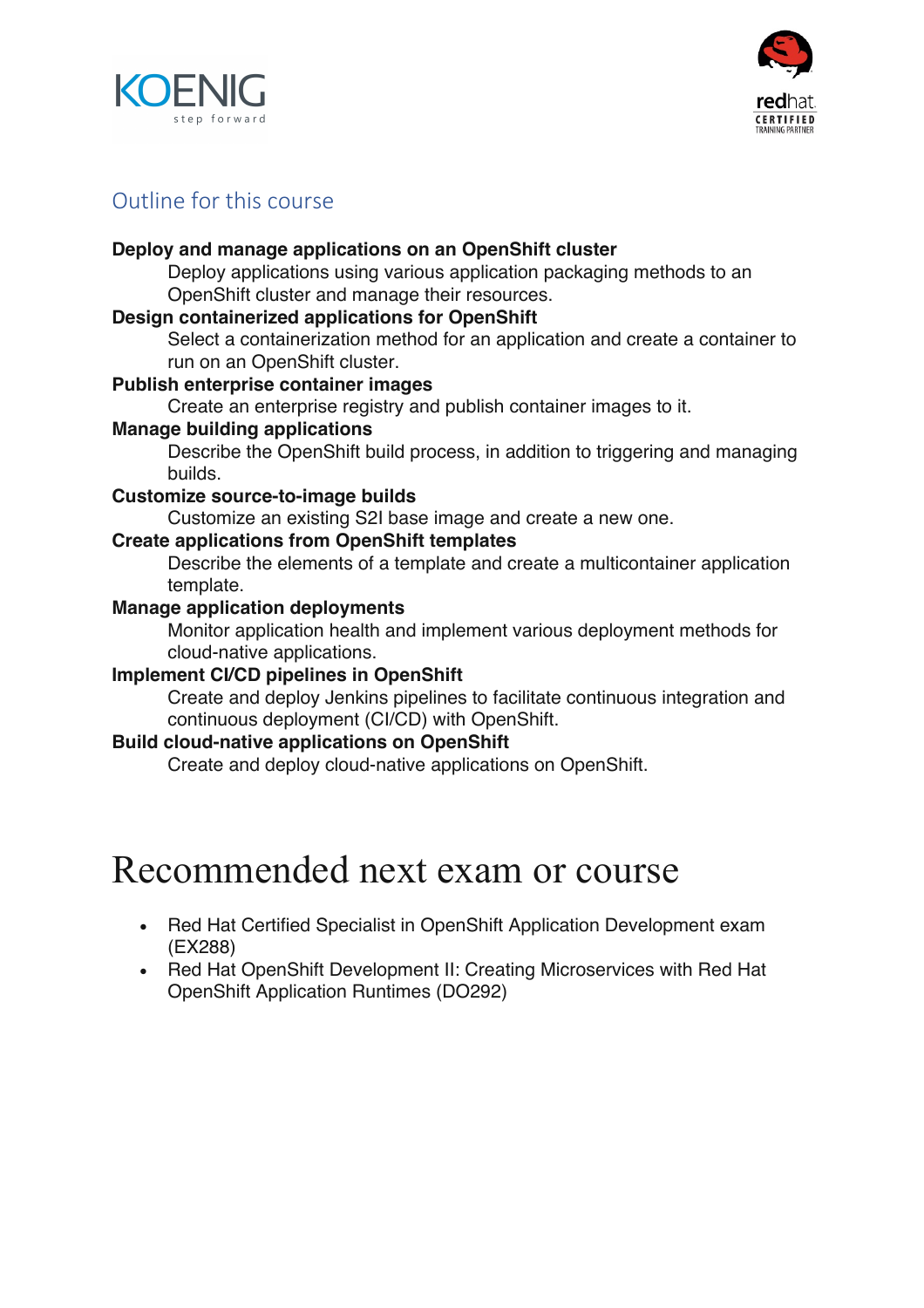## Outline for this course

**Deploy and manage applications on an OpenShift cluster**
Deploy applications using various application packaging methods to an OpenShift cluster and manage their resources.

**Design containerized applications for OpenShift**
Select a containerization method for an application and create a container to run on an OpenShift cluster.

**Publish enterprise container images**
Create an enterprise registry and publish container images to it.

**Manage building applications**
Describe the OpenShift build process, in addition to triggering and managing builds.

**Customize source-to-image builds**
Customize an existing S2I base image and create a new one.

**Create applications from OpenShift templates**
Describe the elements of a template and create a multicontainer application template.

**Manage application deployments**
Monitor application health and implement various deployment methods for cloud-native applications.

**Implement CI/CD pipelines in OpenShift**
Create and deploy Jenkins pipelines to facilitate continuous integration and continuous deployment (CI/CD) with OpenShift.

**Build cloud-native applications on OpenShift**
Create and deploy cloud-native applications on OpenShift.

# Recommended next exam or course

- Red Hat Certified Specialist in OpenShift Application Development exam (EX288)
- Red Hat OpenShift Development II: Creating Microservices with Red Hat OpenShift Application Runtimes (DO292)